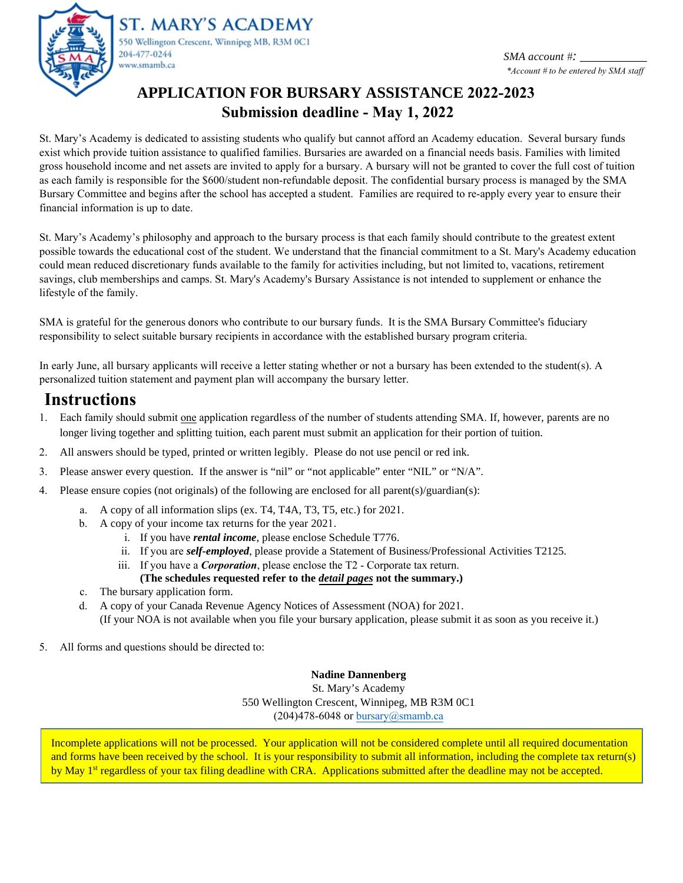**ST. MARY'S ACADEMY**
550 Wellington Crescent, Winnipeg MB, R3M 0C1
204-477-0244
www.smamb.ca

*SMA account #: ___________*
*\*Account # to be entered by SMA staff*

# APPLICATION FOR BURSARY ASSISTANCE 2022-2023
## Submission deadline - May 1, 2022

St. Mary's Academy is dedicated to assisting students who qualify but cannot afford an Academy education. Several bursary funds exist which provide tuition assistance to qualified families. Bursaries are awarded on a financial needs basis. Families with limited gross household income and net assets are invited to apply for a bursary. A bursary will not be granted to cover the full cost of tuition as each family is responsible for the $600/student non-refundable deposit. The confidential bursary process is managed by the SMA Bursary Committee and begins after the school has accepted a student. Families are required to re-apply every year to ensure their financial information is up to date.

St. Mary's Academy's philosophy and approach to the bursary process is that each family should contribute to the greatest extent possible towards the educational cost of the student. We understand that the financial commitment to a St. Mary's Academy education could mean reduced discretionary funds available to the family for activities including, but not limited to, vacations, retirement savings, club memberships and camps. St. Mary's Academy's Bursary Assistance is not intended to supplement or enhance the lifestyle of the family.

SMA is grateful for the generous donors who contribute to our bursary funds. It is the SMA Bursary Committee's fiduciary responsibility to select suitable bursary recipients in accordance with the established bursary program criteria.

In early June, all bursary applicants will receive a letter stating whether or not a bursary has been extended to the student(s). A personalized tuition statement and payment plan will accompany the bursary letter.

# Instructions

1. Each family should submit one application regardless of the number of students attending SMA. If, however, parents are no longer living together and splitting tuition, each parent must submit an application for their portion of tuition.
2. All answers should be typed, printed or written legibly. Please do not use pencil or red ink.
3. Please answer every question. If the answer is "nil" or "not applicable" enter "NIL" or "N/A".
4. Please ensure copies (not originals) of the following are enclosed for all parent(s)/guardian(s):
   a. A copy of all information slips (ex. T4, T4A, T3, T5, etc.) for 2021.
   b. A copy of your income tax returns for the year 2021.
      i. If you have ***rental income***, please enclose Schedule T776.
      ii. If you are ***self-employed***, please provide a Statement of Business/Professional Activities T2125.
      iii. If you have a ***Corporation***, please enclose the T2 - Corporate tax return.
      **(The schedules requested refer to the *detail pages* not the summary.)**
   c. The bursary application form.
   d. A copy of your Canada Revenue Agency Notices of Assessment (NOA) for 2021.
      (If your NOA is not available when you file your bursary application, please submit it as soon as you receive it.)
5. All forms and questions should be directed to:

**Nadine Dannenberg**
St. Mary's Academy
550 Wellington Crescent, Winnipeg, MB R3M 0C1
(204)478-6048 or bursary@smamb.ca

Incomplete applications will not be processed. Your application will not be considered complete until all required documentation and forms have been received by the school. It is your responsibility to submit all information, including the complete tax return(s) by May 1st regardless of your tax filing deadline with CRA. Applications submitted after the deadline may not be accepted.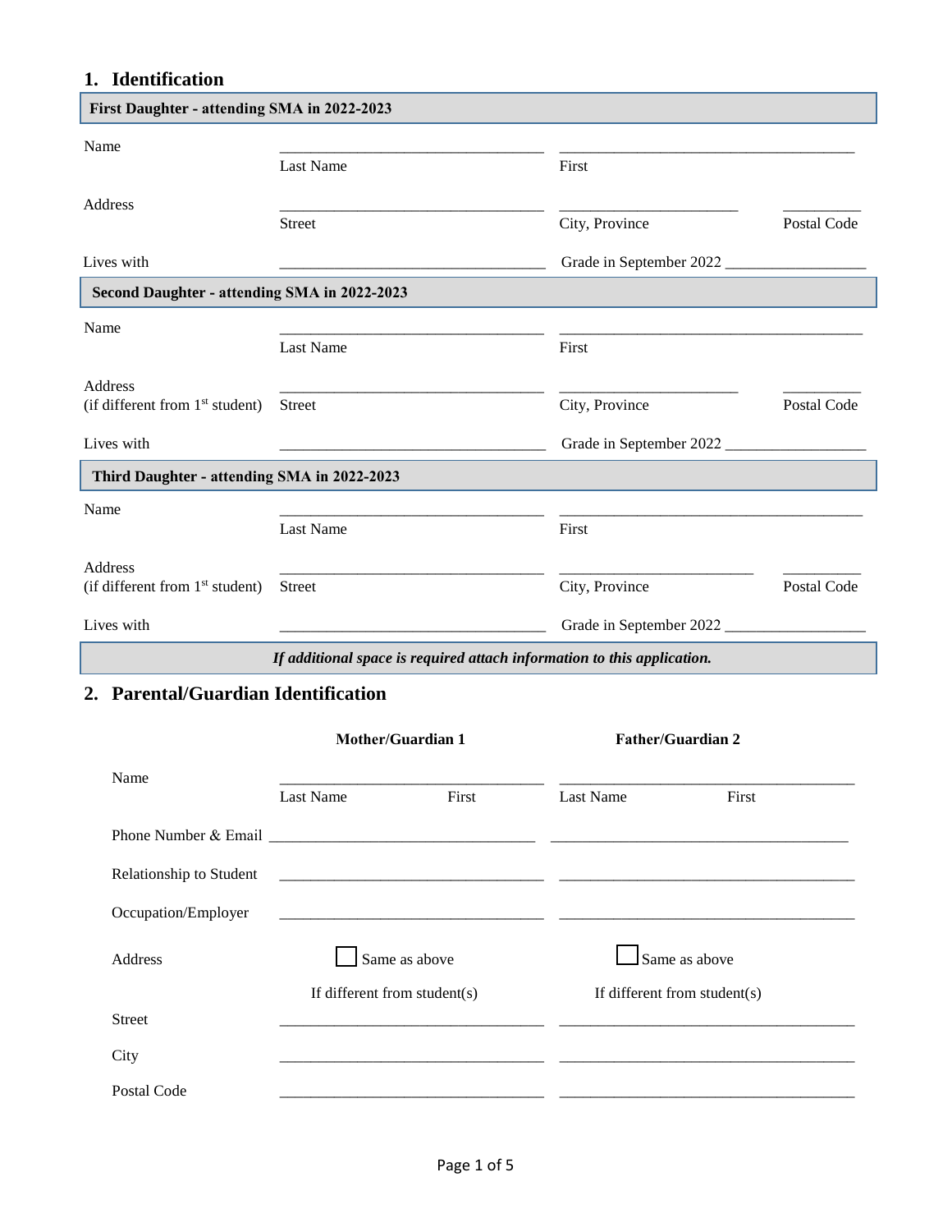## 1. Identification

| First Daughter - attending SMA in 2022-2023 | | | |
|---|---|---|---|
| Name | _______________ | _______________ | |
| | Last Name | First | |
| Address | _______________ | _______________ | _______________ |
| | Street | City, Province | Postal Code |
| Lives with | _______________ | Grade in September 2022 _______________ | |

| Second Daughter - attending SMA in 2022-2023 | | | |
|---|---|---|---|
| Name | _______________ | _______________ | |
| | Last Name | First | |
| Address (if different from 1st student) | _______________ | _______________ | _______________ |
| | Street | City, Province | Postal Code |
| Lives with | _______________ | Grade in September 2022 _______________ | |

| Third Daughter - attending SMA in 2022-2023 | | | |
|---|---|---|---|
| Name | _______________ | _______________ | |
| | Last Name | First | |
| Address (if different from 1st student) | _______________ | _______________ | _______________ |
| | Street | City, Province | Postal Code |
| Lives with | _______________ | Grade in September 2022 _______________ | |

***If additional space is required attach information to this application.***

## 2. Parental/Guardian Identification

| | **Mother/Guardian 1** | **Father/Guardian 2** |
|---|---|---|
| Name | _______________ | _______________ |
| | Last Name First | Last Name First |
| Phone Number & Email | _______________ | _______________ |
| Relationship to Student | _______________ | _______________ |
| Occupation/Employer | _______________ | _______________ |
| Address | ☐ Same as above | ☐ Same as above |
| | If different from student(s) | If different from student(s) |
| Street | _______________ | _______________ |
| City | _______________ | _______________ |
| Postal Code | _______________ | _______________ |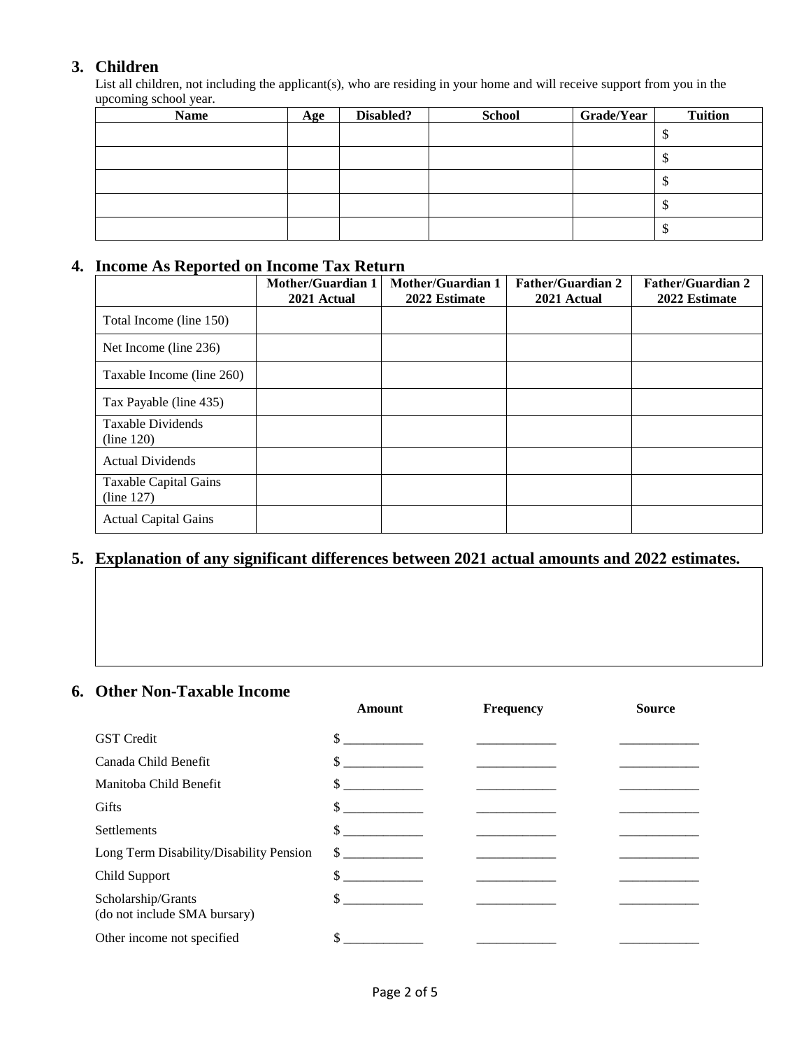## 3. Children

List all children, not including the applicant(s), who are residing in your home and will receive support from you in the upcoming school year.

| Name | Age | Disabled? | School | Grade/Year | Tuition |
|---|---|---|---|---|---|
| | | | | | $ |
| | | | | | $ |
| | | | | | $ |
| | | | | | $ |
| | | | | | $ |

## 4. Income As Reported on Income Tax Return

| | Mother/Guardian 1 2021 Actual | Mother/Guardian 1 2022 Estimate | Father/Guardian 2 2021 Actual | Father/Guardian 2 2022 Estimate |
|---|---|---|---|---|
| Total Income (line 150) | | | | |
| Net Income (line 236) | | | | |
| Taxable Income (line 260) | | | | |
| Tax Payable (line 435) | | | | |
| Taxable Dividends (line 120) | | | | |
| Actual Dividends | | | | |
| Taxable Capital Gains (line 127) | | | | |
| Actual Capital Gains | | | | |

## 5. Explanation of any significant differences between 2021 actual amounts and 2022 estimates.

| |
|---|
| |

## 6. Other Non-Taxable Income

| | Amount | Frequency | Source |
|---|---|---|---|
| GST Credit | $ ____________ | ____________ | ____________ |
| Canada Child Benefit | $ ____________ | ____________ | ____________ |
| Manitoba Child Benefit | $ ____________ | ____________ | ____________ |
| Gifts | $ ____________ | ____________ | ____________ |
| Settlements | $ ____________ | ____________ | ____________ |
| Long Term Disability/Disability Pension | $ ____________ | ____________ | ____________ |
| Child Support | $ ____________ | ____________ | ____________ |
| Scholarship/Grants (do not include SMA bursary) | $ ____________ | ____________ | ____________ |
| Other income not specified | $ ____________ | ____________ | ____________ |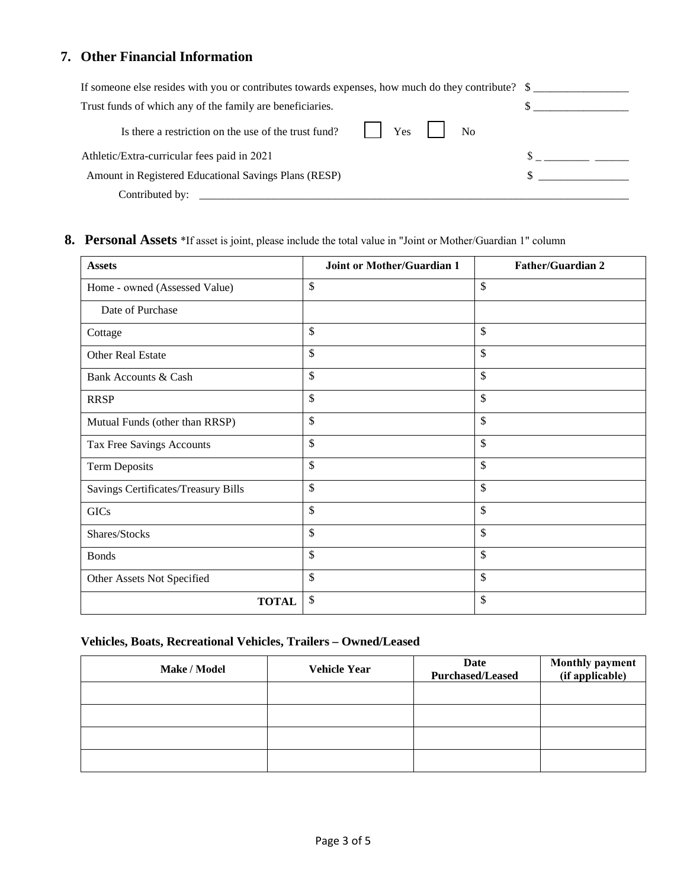## 7. Other Financial Information

If someone else resides with you or contributes towards expenses, how much do they contribute? $ ________________

Trust funds of which any of the family are beneficiaries. $ ________________

Is there a restriction on the use of the trust fund? ☐ Yes ☐ No

Athletic/Extra-curricular fees paid in 2021 $ _ ________ ______

Amount in Registered Educational Savings Plans (RESP) $ ________________

Contributed by: ________________________________________________________________________________

## 8. Personal Assets

*If asset is joint, please include the total value in "Joint or Mother/Guardian 1" column

| Assets | Joint or Mother/Guardian 1 | Father/Guardian 2 |
|---|---|---|
| Home - owned (Assessed Value) | $ | $ |
| Date of Purchase | | |
| Cottage | $ | $ |
| Other Real Estate | $ | $ |
| Bank Accounts & Cash | $ | $ |
| RRSP | $ | $ |
| Mutual Funds (other than RRSP) | $ | $ |
| Tax Free Savings Accounts | $ | $ |
| Term Deposits | $ | $ |
| Savings Certificates/Treasury Bills | $ | $ |
| GICs | $ | $ |
| Shares/Stocks | $ | $ |
| Bonds | $ | $ |
| Other Assets Not Specified | $ | $ |
| **TOTAL** | $ | $ |

### Vehicles, Boats, Recreational Vehicles, Trailers – Owned/Leased

| Make / Model | Vehicle Year | Date Purchased/Leased | Monthly payment (if applicable) |
|---|---|---|---|
| | | | |
| | | | |
| | | | |
| | | | |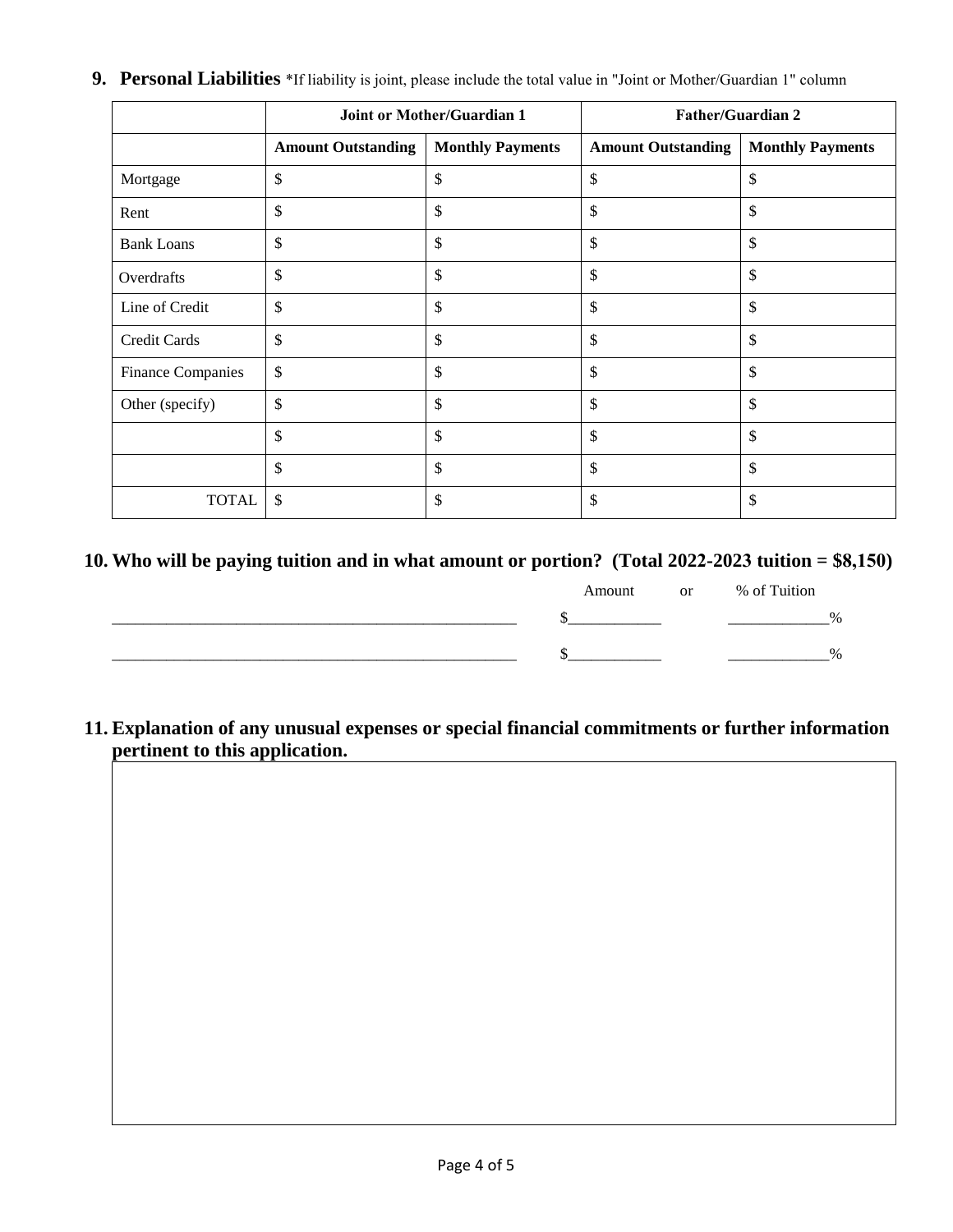**9. Personal Liabilities** *If liability is joint, please include the total value in "Joint or Mother/Guardian 1" column

| | Joint or Mother/Guardian 1 | | Father/Guardian 2 | |
|---|---|---|---|---|
| | **Amount Outstanding** | **Monthly Payments** | **Amount Outstanding** | **Monthly Payments** |
| Mortgage | $ | $ | $ | $ |
| Rent | $ | $ | $ | $ |
| Bank Loans | $ | $ | $ | $ |
| Overdrafts | $ | $ | $ | $ |
| Line of Credit | $ | $ | $ | $ |
| Credit Cards | $ | $ | $ | $ |
| Finance Companies | $ | $ | $ | $ |
| Other (specify) | $ | $ | $ | $ |
| | $ | $ | $ | $ |
| | $ | $ | $ | $ |
| TOTAL | $ | $ | $ | $ |

**10. Who will be paying tuition and in what amount or portion? (Total 2022-2023 tuition = $8,150)**

| | Amount | or | % of Tuition |
|---|---|---|---|
| ____________________________________________________ | $___________ | | ____________% |
| ____________________________________________________ | $___________ | | ____________% |

**11. Explanation of any unusual expenses or special financial commitments or further information pertinent to this application.**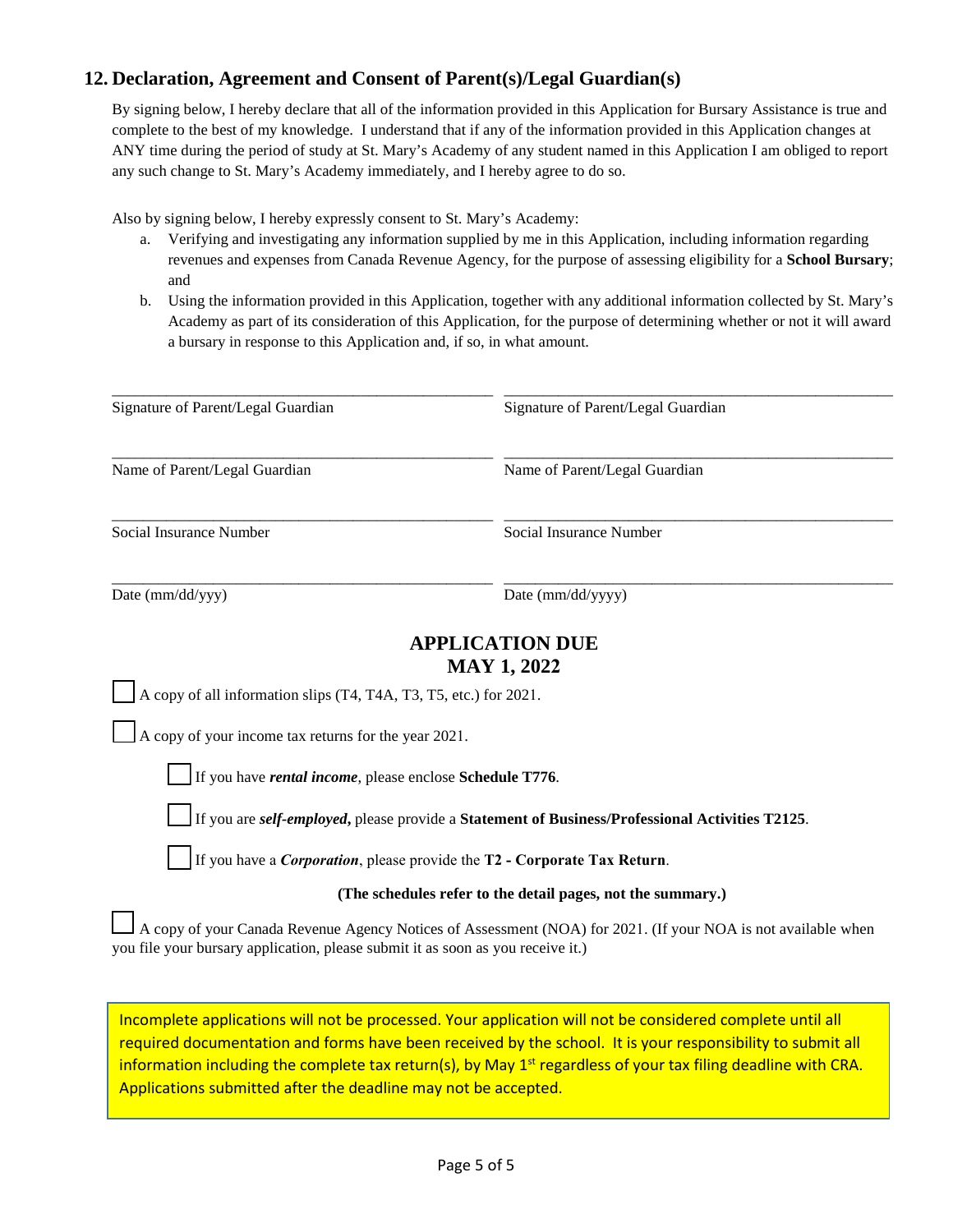## 12. Declaration, Agreement and Consent of Parent(s)/Legal Guardian(s)

By signing below, I hereby declare that all of the information provided in this Application for Bursary Assistance is true and complete to the best of my knowledge. I understand that if any of the information provided in this Application changes at ANY time during the period of study at St. Mary's Academy of any student named in this Application I am obliged to report any such change to St. Mary's Academy immediately, and I hereby agree to do so.

Also by signing below, I hereby expressly consent to St. Mary's Academy:

a. Verifying and investigating any information supplied by me in this Application, including information regarding revenues and expenses from Canada Revenue Agency, for the purpose of assessing eligibility for a **School Bursary**; and
b. Using the information provided in this Application, together with any additional information collected by St. Mary's Academy as part of its consideration of this Application, for the purpose of determining whether or not it will award a bursary in response to this Application and, if so, in what amount.

| | |
|---|---|
| ______________________________ | ______________________________ |
| Signature of Parent/Legal Guardian | Signature of Parent/Legal Guardian |
| ______________________________ | ______________________________ |
| Name of Parent/Legal Guardian | Name of Parent/Legal Guardian |
| ______________________________ | ______________________________ |
| Social Insurance Number | Social Insurance Number |
| ______________________________ | ______________________________ |
| Date (mm/dd/yyy) | Date (mm/dd/yyyy) |

## APPLICATION DUE
## MAY 1, 2022

☐ A copy of all information slips (T4, T4A, T3, T5, etc.) for 2021.

☐ A copy of your income tax returns for the year 2021.

- ☐ If you have ***rental income***, please enclose **Schedule T776**.
- ☐ If you are ***self-employed***, please provide a **Statement of Business/Professional Activities T2125**.
- ☐ If you have a ***Corporation***, please provide the **T2 - Corporate Tax Return**.

**(The schedules refer to the detail pages, not the summary.)**

☐ A copy of your Canada Revenue Agency Notices of Assessment (NOA) for 2021. (If your NOA is not available when you file your bursary application, please submit it as soon as you receive it.)

Incomplete applications will not be processed. Your application will not be considered complete until all required documentation and forms have been received by the school. It is your responsibility to submit all information including the complete tax return(s), by May 1st regardless of your tax filing deadline with CRA. Applications submitted after the deadline may not be accepted.